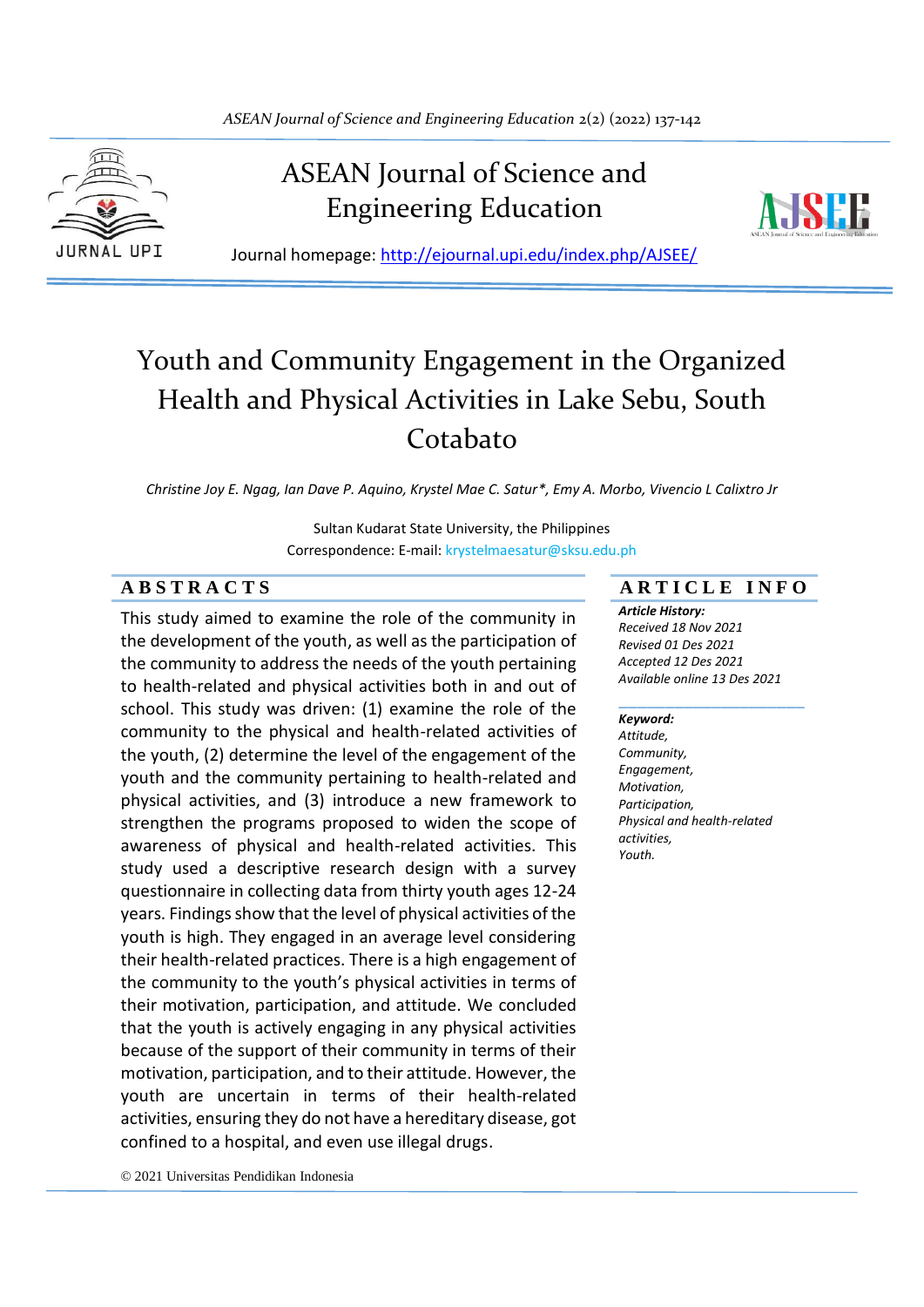# ASEAN Journal of Science and Engineering Education

Journal homepage: http://ejournal.upi.edu/index.php/AJSEE/

# Youth and Community Engagement in the Organized Health and Physical Activities in Lake Sebu, South Cotabato

*Christine Joy E. Ngag, Ian Dave P. Aquino, Krystel Mae C. Satur\*, Emy A. Morbo, Vivencio L Calixtro Jr*

Sultan Kudarat State University, the Philippines
Correspondence: E-mail: krystelmaesatur@sksu.edu.ph

## ABSTRACTS

This study aimed to examine the role of the community in the development of the youth, as well as the participation of the community to address the needs of the youth pertaining to health-related and physical activities both in and out of school. This study was driven: (1) examine the role of the community to the physical and health-related activities of the youth, (2) determine the level of the engagement of the youth and the community pertaining to health-related and physical activities, and (3) introduce a new framework to strengthen the programs proposed to widen the scope of awareness of physical and health-related activities. This study used a descriptive research design with a survey questionnaire in collecting data from thirty youth ages 12-24 years. Findings show that the level of physical activities of the youth is high. They engaged in an average level considering their health-related practices. There is a high engagement of the community to the youth's physical activities in terms of their motivation, participation, and attitude. We concluded that the youth is actively engaging in any physical activities because of the support of their community in terms of their motivation, participation, and to their attitude. However, the youth are uncertain in terms of their health-related activities, ensuring they do not have a hereditary disease, got confined to a hospital, and even use illegal drugs.

© 2021 Universitas Pendidikan Indonesia

## ARTICLE INFO

***Article History:***
*Received 18 Nov 2021*
*Revised 01 Des 2021*
*Accepted 12 Des 2021*
*Available online 13 Des 2021*

***Keyword:***
*Attitude,*
*Community,*
*Engagement,*
*Motivation,*
*Participation,*
*Physical and health-related activities,*
*Youth.*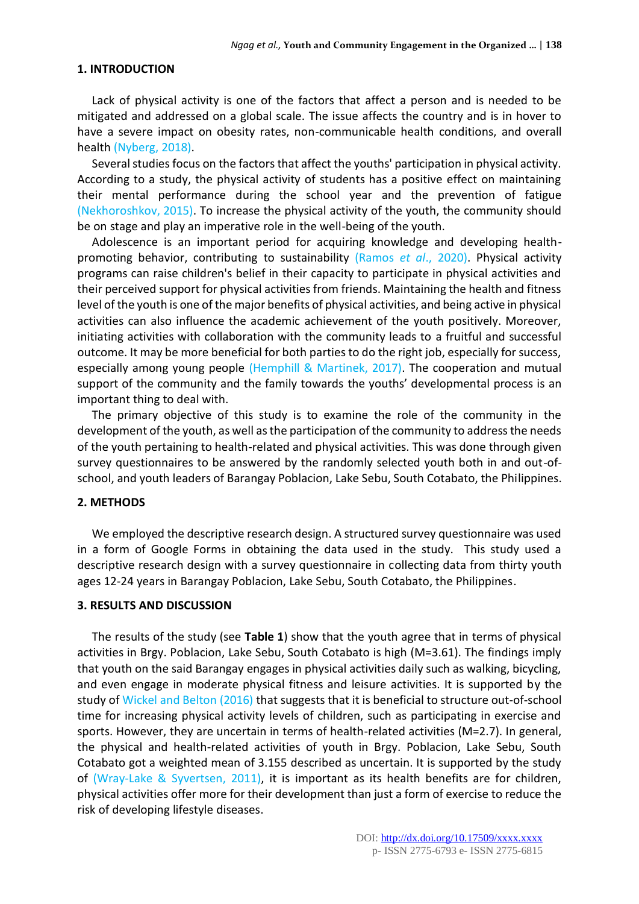## 1. INTRODUCTION

Lack of physical activity is one of the factors that affect a person and is needed to be mitigated and addressed on a global scale. The issue affects the country and is in hover to have a severe impact on obesity rates, non-communicable health conditions, and overall health (Nyberg, 2018).

Several studies focus on the factors that affect the youths' participation in physical activity. According to a study, the physical activity of students has a positive effect on maintaining their mental performance during the school year and the prevention of fatigue (Nekhoroshkov, 2015). To increase the physical activity of the youth, the community should be on stage and play an imperative role in the well-being of the youth.

Adolescence is an important period for acquiring knowledge and developing health-promoting behavior, contributing to sustainability (Ramos *et al.*, 2020). Physical activity programs can raise children's belief in their capacity to participate in physical activities and their perceived support for physical activities from friends. Maintaining the health and fitness level of the youth is one of the major benefits of physical activities, and being active in physical activities can also influence the academic achievement of the youth positively. Moreover, initiating activities with collaboration with the community leads to a fruitful and successful outcome. It may be more beneficial for both parties to do the right job, especially for success, especially among young people (Hemphill & Martinek, 2017). The cooperation and mutual support of the community and the family towards the youths' developmental process is an important thing to deal with.

The primary objective of this study is to examine the role of the community in the development of the youth, as well as the participation of the community to address the needs of the youth pertaining to health-related and physical activities. This was done through given survey questionnaires to be answered by the randomly selected youth both in and out-of-school, and youth leaders of Barangay Poblacion, Lake Sebu, South Cotabato, the Philippines.

## 2. METHODS

We employed the descriptive research design. A structured survey questionnaire was used in a form of Google Forms in obtaining the data used in the study. This study used a descriptive research design with a survey questionnaire in collecting data from thirty youth ages 12-24 years in Barangay Poblacion, Lake Sebu, South Cotabato, the Philippines.

## 3. RESULTS AND DISCUSSION

The results of the study (see **Table 1**) show that the youth agree that in terms of physical activities in Brgy. Poblacion, Lake Sebu, South Cotabato is high (M=3.61). The findings imply that youth on the said Barangay engages in physical activities daily such as walking, bicycling, and even engage in moderate physical fitness and leisure activities. It is supported by the study of Wickel and Belton (2016) that suggests that it is beneficial to structure out-of-school time for increasing physical activity levels of children, such as participating in exercise and sports. However, they are uncertain in terms of health-related activities (M=2.7). In general, the physical and health-related activities of youth in Brgy. Poblacion, Lake Sebu, South Cotabato got a weighted mean of 3.155 described as uncertain. It is supported by the study of (Wray-Lake & Syvertsen, 2011), it is important as its health benefits are for children, physical activities offer more for their development than just a form of exercise to reduce the risk of developing lifestyle diseases.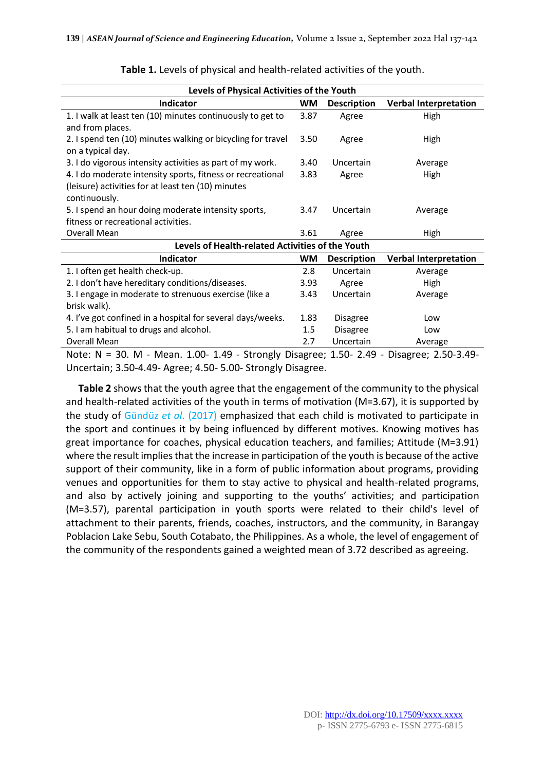**Table 1.** Levels of physical and health-related activities of the youth.

| Levels of Physical Activities of the Youth | | | |
|---|---|---|---|
| **Indicator** | **WM** | **Description** | **Verbal Interpretation** |
| 1. I walk at least ten (10) minutes continuously to get to and from places. | 3.87 | Agree | High |
| 2. I spend ten (10) minutes walking or bicycling for travel on a typical day. | 3.50 | Agree | High |
| 3. I do vigorous intensity activities as part of my work. | 3.40 | Uncertain | Average |
| 4. I do moderate intensity sports, fitness or recreational (leisure) activities for at least ten (10) minutes continuously. | 3.83 | Agree | High |
| 5. I spend an hour doing moderate intensity sports, fitness or recreational activities. | 3.47 | Uncertain | Average |
| Overall Mean | 3.61 | Agree | High |
| **Levels of Health-related Activities of the Youth** | | | |
| **Indicator** | **WM** | **Description** | **Verbal Interpretation** |
| 1. I often get health check-up. | 2.8 | Uncertain | Average |
| 2. I don't have hereditary conditions/diseases. | 3.93 | Agree | High |
| 3. I engage in moderate to strenuous exercise (like a brisk walk). | 3.43 | Uncertain | Average |
| 4. I've got confined in a hospital for several days/weeks. | 1.83 | Disagree | Low |
| 5. I am habitual to drugs and alcohol. | 1.5 | Disagree | Low |
| Overall Mean | 2.7 | Uncertain | Average |

Note: N = 30. M - Mean. 1.00- 1.49 - Strongly Disagree; 1.50- 2.49 - Disagree; 2.50-3.49- Uncertain; 3.50-4.49- Agree; 4.50- 5.00- Strongly Disagree.

**Table 2** shows that the youth agree that the engagement of the community to the physical and health-related activities of the youth in terms of motivation (M=3.67), it is supported by the study of Gündüz *et al.* (2017) emphasized that each child is motivated to participate in the sport and continues it by being influenced by different motives. Knowing motives has great importance for coaches, physical education teachers, and families; Attitude (M=3.91) where the result implies that the increase in participation of the youth is because of the active support of their community, like in a form of public information about programs, providing venues and opportunities for them to stay active to physical and health-related programs, and also by actively joining and supporting to the youths' activities; and participation (M=3.57), parental participation in youth sports were related to their child's level of attachment to their parents, friends, coaches, instructors, and the community, in Barangay Poblacion Lake Sebu, South Cotabato, the Philippines. As a whole, the level of engagement of the community of the respondents gained a weighted mean of 3.72 described as agreeing.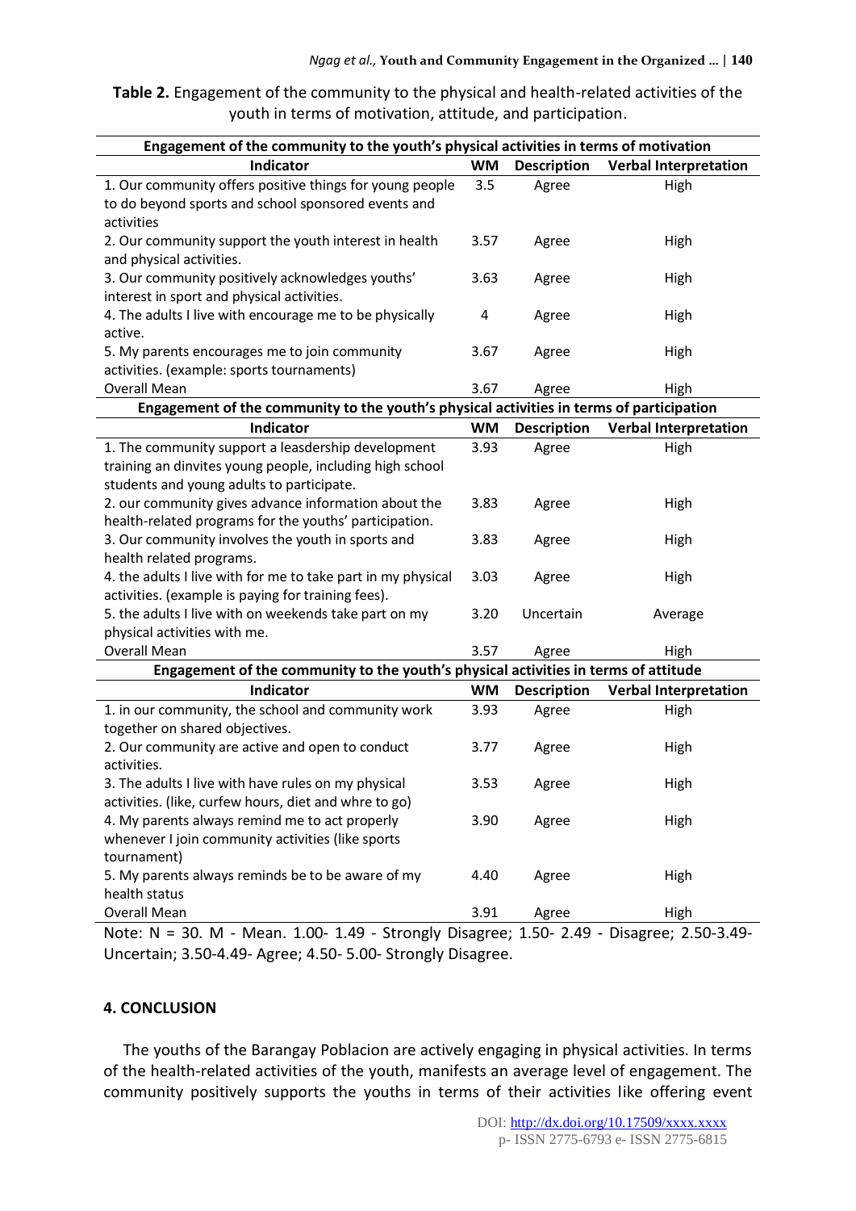**Table 2.** Engagement of the community to the physical and health-related activities of the youth in terms of motivation, attitude, and participation.

| Indicator | WM | Description | Verbal Interpretation |
|---|---|---|---|
| **Engagement of the community to the youth's physical activities in terms of motivation** | | | |
| 1. Our community offers positive things for young people to do beyond sports and school sponsored events and activities | 3.5 | Agree | High |
| 2. Our community support the youth interest in health and physical activities. | 3.57 | Agree | High |
| 3. Our community positively acknowledges youths' interest in sport and physical activities. | 3.63 | Agree | High |
| 4. The adults I live with encourage me to be physically active. | 4 | Agree | High |
| 5. My parents encourages me to join community activities. (example: sports tournaments) | 3.67 | Agree | High |
| Overall Mean | 3.67 | Agree | High |
| **Engagement of the community to the youth's physical activities in terms of participation** | | | |
| **Indicator** | **WM** | **Description** | **Verbal Interpretation** |
| 1. The community support a leadership development training an dinvites young people, including high school students and young adults to participate. | 3.93 | Agree | High |
| 2. our community gives advance information about the health-related programs for the youths' participation. | 3.83 | Agree | High |
| 3. Our community involves the youth in sports and health related programs. | 3.83 | Agree | High |
| 4. the adults I live with for me to take part in my physical activities. (example is paying for training fees). | 3.03 | Agree | High |
| 5. the adults I live with on weekends take part on my physical activities with me. | 3.20 | Uncertain | Average |
| Overall Mean | 3.57 | Agree | High |
| **Engagement of the community to the youth's physical activities in terms of attitude** | | | |
| **Indicator** | **WM** | **Description** | **Verbal Interpretation** |
| 1. in our community, the school and community work together on shared objectives. | 3.93 | Agree | High |
| 2. Our community are active and open to conduct activities. | 3.77 | Agree | High |
| 3. The adults I live with have rules on my physical activities. (like, curfew hours, diet and whre to go) | 3.53 | Agree | High |
| 4. My parents always remind me to act properly whenever I join community activities (like sports tournament) | 3.90 | Agree | High |
| 5. My parents always reminds be to be aware of my health status | 4.40 | Agree | High |
| Overall Mean | 3.91 | Agree | High |

Note: N = 30. M - Mean. 1.00- 1.49 - Strongly Disagree; 1.50- 2.49 - Disagree; 2.50-3.49- Uncertain; 3.50-4.49- Agree; 4.50- 5.00- Strongly Disagree.

## 4. CONCLUSION

The youths of the Barangay Poblacion are actively engaging in physical activities. In terms of the health-related activities of the youth, manifests an average level of engagement. The community positively supports the youths in terms of their activities like offering event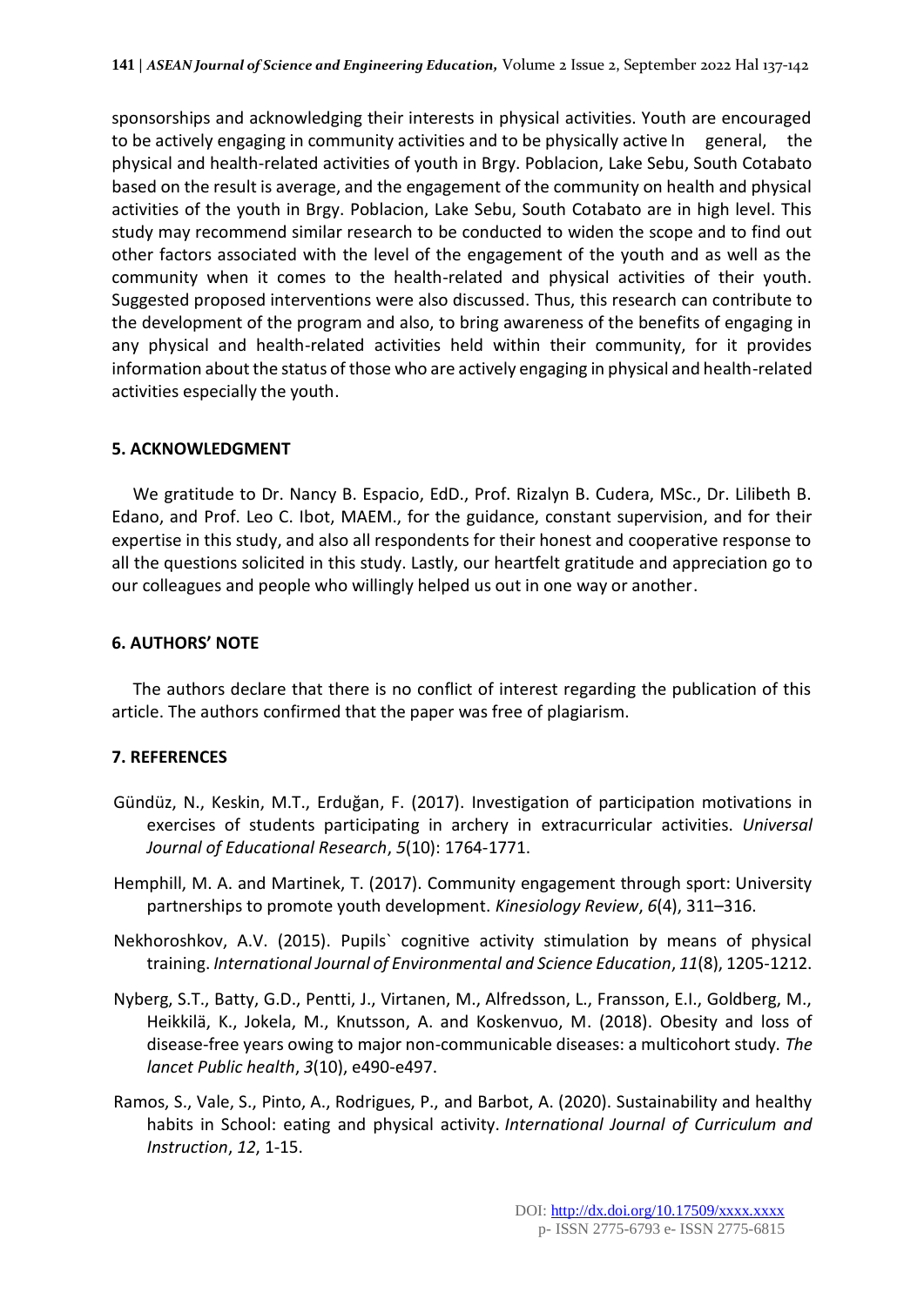sponsorships and acknowledging their interests in physical activities. Youth are encouraged to be actively engaging in community activities and to be physically active In general, the physical and health-related activities of youth in Brgy. Poblacion, Lake Sebu, South Cotabato based on the result is average, and the engagement of the community on health and physical activities of the youth in Brgy. Poblacion, Lake Sebu, South Cotabato are in high level. This study may recommend similar research to be conducted to widen the scope and to find out other factors associated with the level of the engagement of the youth and as well as the community when it comes to the health-related and physical activities of their youth. Suggested proposed interventions were also discussed. Thus, this research can contribute to the development of the program and also, to bring awareness of the benefits of engaging in any physical and health-related activities held within their community, for it provides information about the status of those who are actively engaging in physical and health-related activities especially the youth.

## 5. ACKNOWLEDGMENT

We gratitude to Dr. Nancy B. Espacio, EdD., Prof. Rizalyn B. Cudera, MSc., Dr. Lilibeth B. Edano, and Prof. Leo C. Ibot, MAEM., for the guidance, constant supervision, and for their expertise in this study, and also all respondents for their honest and cooperative response to all the questions solicited in this study. Lastly, our heartfelt gratitude and appreciation go to our colleagues and people who willingly helped us out in one way or another.

## 6. AUTHORS' NOTE

The authors declare that there is no conflict of interest regarding the publication of this article. The authors confirmed that the paper was free of plagiarism.

## 7. REFERENCES

Gündüz, N., Keskin, M.T., Erduğan, F. (2017). Investigation of participation motivations in exercises of students participating in archery in extracurricular activities. *Universal Journal of Educational Research*, *5*(10): 1764-1771.

Hemphill, M. A. and Martinek, T. (2017). Community engagement through sport: University partnerships to promote youth development. *Kinesiology Review*, *6*(4), 311–316.

Nekhoroshkov, A.V. (2015). Pupils` cognitive activity stimulation by means of physical training. *International Journal of Environmental and Science Education*, *11*(8), 1205-1212.

Nyberg, S.T., Batty, G.D., Pentti, J., Virtanen, M., Alfredsson, L., Fransson, E.I., Goldberg, M., Heikkilä, K., Jokela, M., Knutsson, A. and Koskenvuo, M. (2018). Obesity and loss of disease-free years owing to major non-communicable diseases: a multicohort study. *The lancet Public health*, *3*(10), e490-e497.

Ramos, S., Vale, S., Pinto, A., Rodrigues, P., and Barbot, A. (2020). Sustainability and healthy habits in School: eating and physical activity. *International Journal of Curriculum and Instruction*, *12*, 1-15.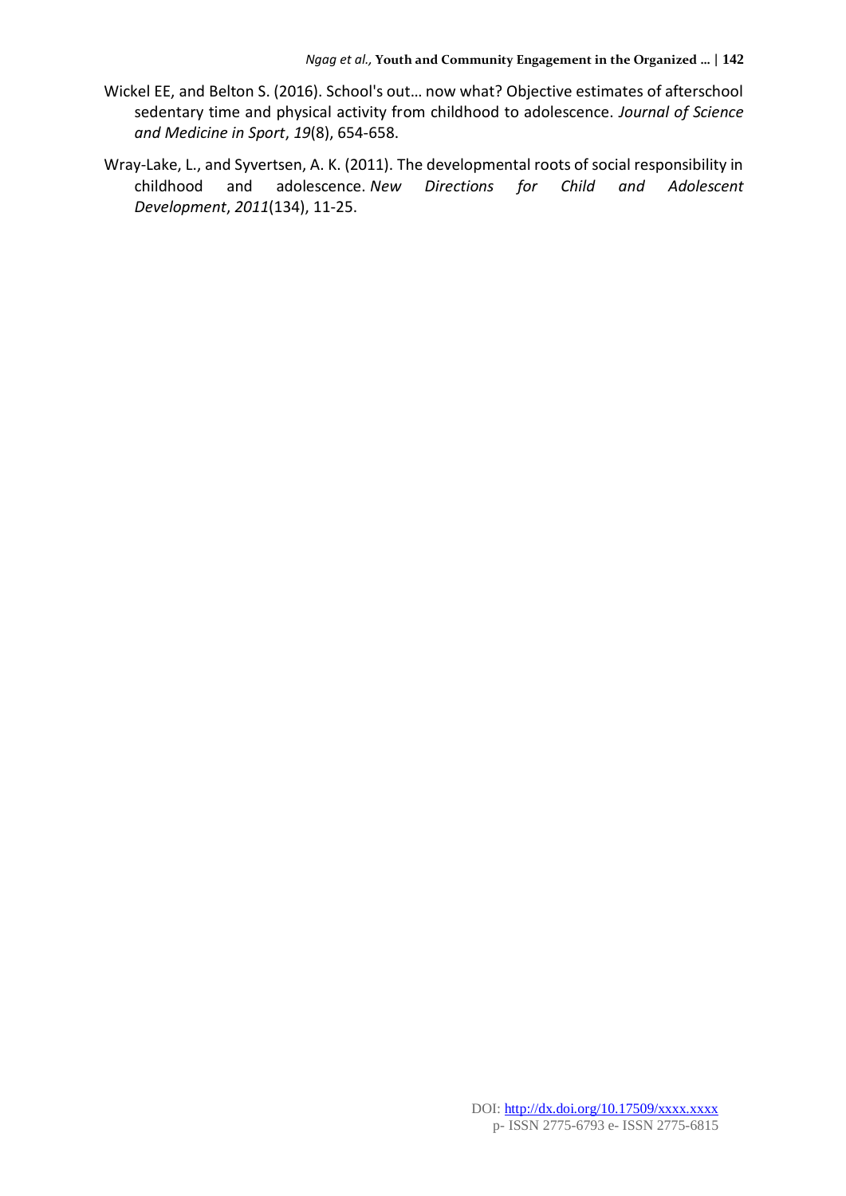Wickel EE, and Belton S. (2016). School's out… now what? Objective estimates of afterschool sedentary time and physical activity from childhood to adolescence. *Journal of Science and Medicine in Sport*, *19*(8), 654-658.

Wray-Lake, L., and Syvertsen, A. K. (2011). The developmental roots of social responsibility in childhood and adolescence. *New Directions for Child and Adolescent Development*, *2011*(134), 11-25.